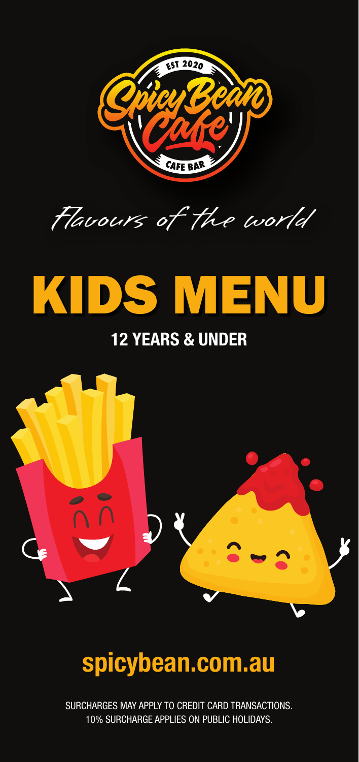EST 2020

Spicy Bean Cafe

CAFE BAR

*Flavours of the world*

# KIDS MENU

## 12 YEARS & UNDER

## spicybean.com.au

SURCHARGES MAY APPLY TO CREDIT CARD TRANSACTIONS.
10% SURCHARGE APPLIES ON PUBLIC HOLIDAYS.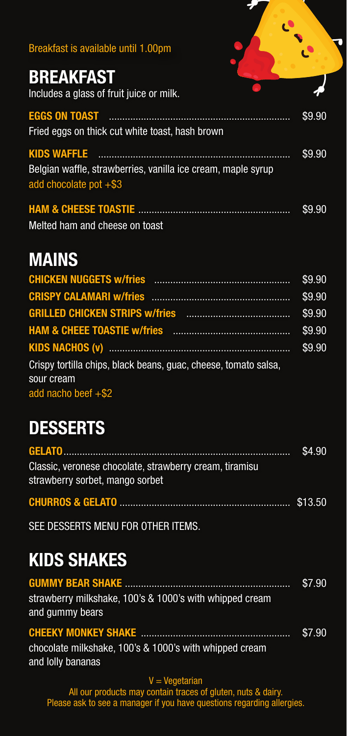Breakfast is available until 1.00pm

## BREAKFAST

Includes a glass of fruit juice or milk.

**EGGS ON TOAST** .................................................................. $9.90
Fried eggs on thick cut white toast, hash brown

**KIDS WAFFLE** .................................................................. $9.90
Belgian waffle, strawberries, vanilla ice cream, maple syrup
add chocolate pot +$3

**HAM & CHEESE TOASTIE** .................................................................. $9.90
Melted ham and cheese on toast

## MAINS

**CHICKEN NUGGETS w/fries** .................................................................. $9.90

**CRISPY CALAMARI w/fries** .................................................................. $9.90

**GRILLED CHICKEN STRIPS w/fries** .................................................................. $9.90

**HAM & CHEEE TOASTIE w/fries** .................................................................. $9.90

**KIDS NACHOS (v)** .................................................................. $9.90
Crispy tortilla chips, black beans, guac, cheese, tomato salsa, sour cream
add nacho beef +$2

## DESSERTS

**GELATO** .................................................................. $4.90
Classic, veronese chocolate, strawberry cream, tiramisu
strawberry sorbet, mango sorbet

**CHURROS & GELATO** .................................................................. $13.50

SEE DESSERTS MENU FOR OTHER ITEMS.

## KIDS SHAKES

**GUMMY BEAR SHAKE** .................................................................. $7.90
strawberry milkshake, 100's & 1000's with whipped cream and gummy bears

**CHEEKY MONKEY SHAKE** .................................................................. $7.90
chocolate milkshake, 100's & 1000's with whipped cream and lolly bananas

V = Vegetarian
All our products may contain traces of gluten, nuts & dairy.
Please ask to see a manager if you have questions regarding allergies.